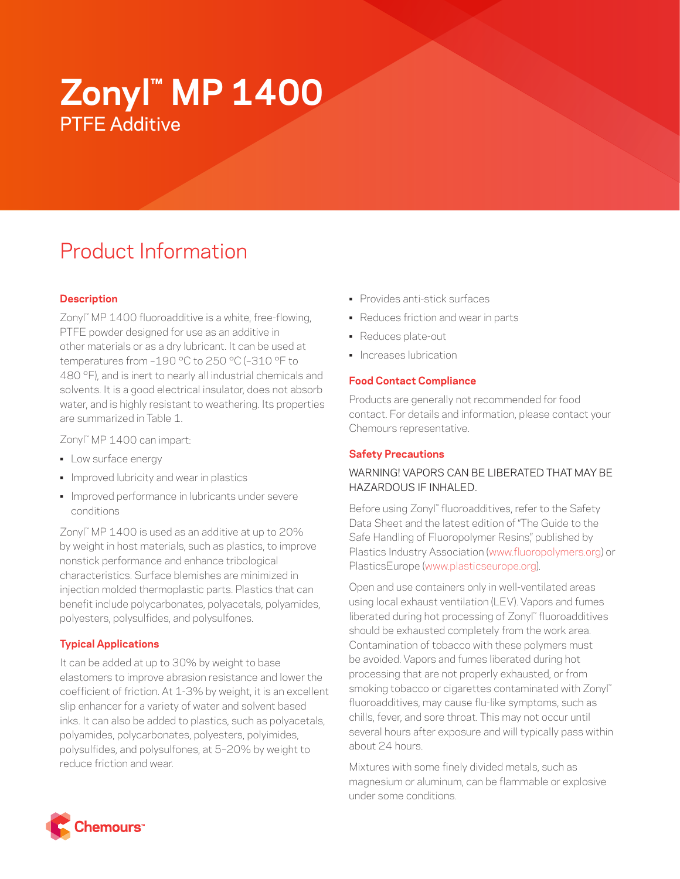# Zonyl™ MP 1400

## PTFE Additive

## Product Information

### Description

Zonyl™ MP 1400 fluoroadditive is a white, free-flowing, PTFE powder designed for use as an additive in other materials or as a dry lubricant. It can be used at temperatures from –190 °C to 250 °C (–310 °F to 480 °F), and is inert to nearly all industrial chemicals and solvents. It is a good electrical insulator, does not absorb water, and is highly resistant to weathering. Its properties are summarized in Table 1.

Zonyl™ MP 1400 can impart:

- Low surface energy
- Improved lubricity and wear in plastics
- Improved performance in lubricants under severe conditions

Zonyl™ MP 1400 is used as an additive at up to 20% by weight in host materials, such as plastics, to improve nonstick performance and enhance tribological characteristics. Surface blemishes are minimized in injection molded thermoplastic parts. Plastics that can benefit include polycarbonates, polyacetals, polyamides, polyesters, polysulfides, and polysulfones.

### Typical Applications

It can be added at up to 30% by weight to base elastomers to improve abrasion resistance and lower the coefficient of friction. At 1-3% by weight, it is an excellent slip enhancer for a variety of water and solvent based inks. It can also be added to plastics, such as polyacetals, polyamides, polycarbonates, polyesters, polyimides, polysulfides, and polysulfones, at 5–20% by weight to reduce friction and wear.

- Provides anti-stick surfaces
- Reduces friction and wear in parts
- Reduces plate-out
- Increases lubrication

### Food Contact Compliance

Products are generally not recommended for food contact. For details and information, please contact your Chemours representative.

### Safety Precautions

WARNING! VAPORS CAN BE LIBERATED THAT MAY BE HAZARDOUS IF INHALED.

Before using Zonyl™ fluoroadditives, refer to the Safety Data Sheet and the latest edition of "The Guide to the Safe Handling of Fluoropolymer Resins," published by Plastics Industry Association (www.fluoropolymers.org) or PlasticsEurope (www.plasticseurope.org).

Open and use containers only in well-ventilated areas using local exhaust ventilation (LEV). Vapors and fumes liberated during hot processing of Zonyl™ fluoroadditives should be exhausted completely from the work area. Contamination of tobacco with these polymers must be avoided. Vapors and fumes liberated during hot processing that are not properly exhausted, or from smoking tobacco or cigarettes contaminated with Zonyl™ fluoroadditives, may cause flu-like symptoms, such as chills, fever, and sore throat. This may not occur until several hours after exposure and will typically pass within about 24 hours.

Mixtures with some finely divided metals, such as magnesium or aluminum, can be flammable or explosive under some conditions.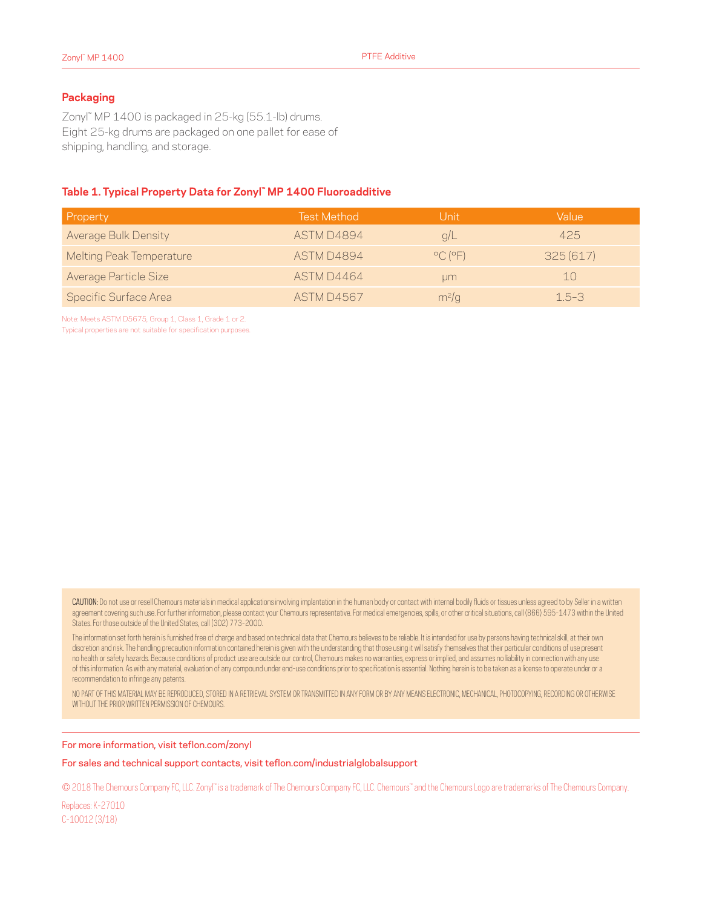## Packaging

Zonyl™ MP 1400 is packaged in 25-kg (55.1-lb) drums. Eight 25-kg drums are packaged on one pallet for ease of shipping, handling, and storage.

### Table 1. Typical Property Data for Zonyl™ MP 1400 Fluoroadditive

| Property | Test Method | Unit | Value |
|---|---|---|---|
| Average Bulk Density | ASTM D4894 | g/L | 425 |
| Melting Peak Temperature | ASTM D4894 | °C (°F) | 325 (617) |
| Average Particle Size | ASTM D4464 | μm | 10 |
| Specific Surface Area | ASTM D4567 | $m^2/g$ | 1.5–3 |

Note: Meets ASTM D5675, Group 1, Class 1, Grade 1 or 2.
Typical properties are not suitable for specification purposes.

CAUTION: Do not use or resell Chemours materials in medical applications involving implantation in the human body or contact with internal bodily fluids or tissues unless agreed to by Seller in a written agreement covering such use. For further information, please contact your Chemours representative. For medical emergencies, spills, or other critical situations, call (866) 595-1473 within the United States. For those outside of the United States, call (302) 773-2000.

The information set forth herein is furnished free of charge and based on technical data that Chemours believes to be reliable. It is intended for use by persons having technical skill, at their own discretion and risk. The handling precaution information contained herein is given with the understanding that those using it will satisfy themselves that their particular conditions of use present no health or safety hazards. Because conditions of product use are outside our control, Chemours makes no warranties, express or implied, and assumes no liability in connection with any use of this information. As with any material, evaluation of any compound under end-use conditions prior to specification is essential. Nothing herein is to be taken as a license to operate under or a recommendation to infringe any patents.

NO PART OF THIS MATERIAL MAY BE REPRODUCED, STORED IN A RETRIEVAL SYSTEM OR TRANSMITTED IN ANY FORM OR BY ANY MEANS ELECTRONIC, MECHANICAL, PHOTOCOPYING, RECORDING OR OTHERWISE WITHOUT THE PRIOR WRITTEN PERMISSION OF CHEMOURS.

For more information, visit teflon.com/zonyl

For sales and technical support contacts, visit teflon.com/industrialglobalsupport

© 2018 The Chemours Company FC, LLC. Zonyl™ is a trademark of The Chemours Company FC, LLC. Chemours™ and the Chemours Logo are trademarks of The Chemours Company.

Replaces: K-27010
C-10012 (3/18)